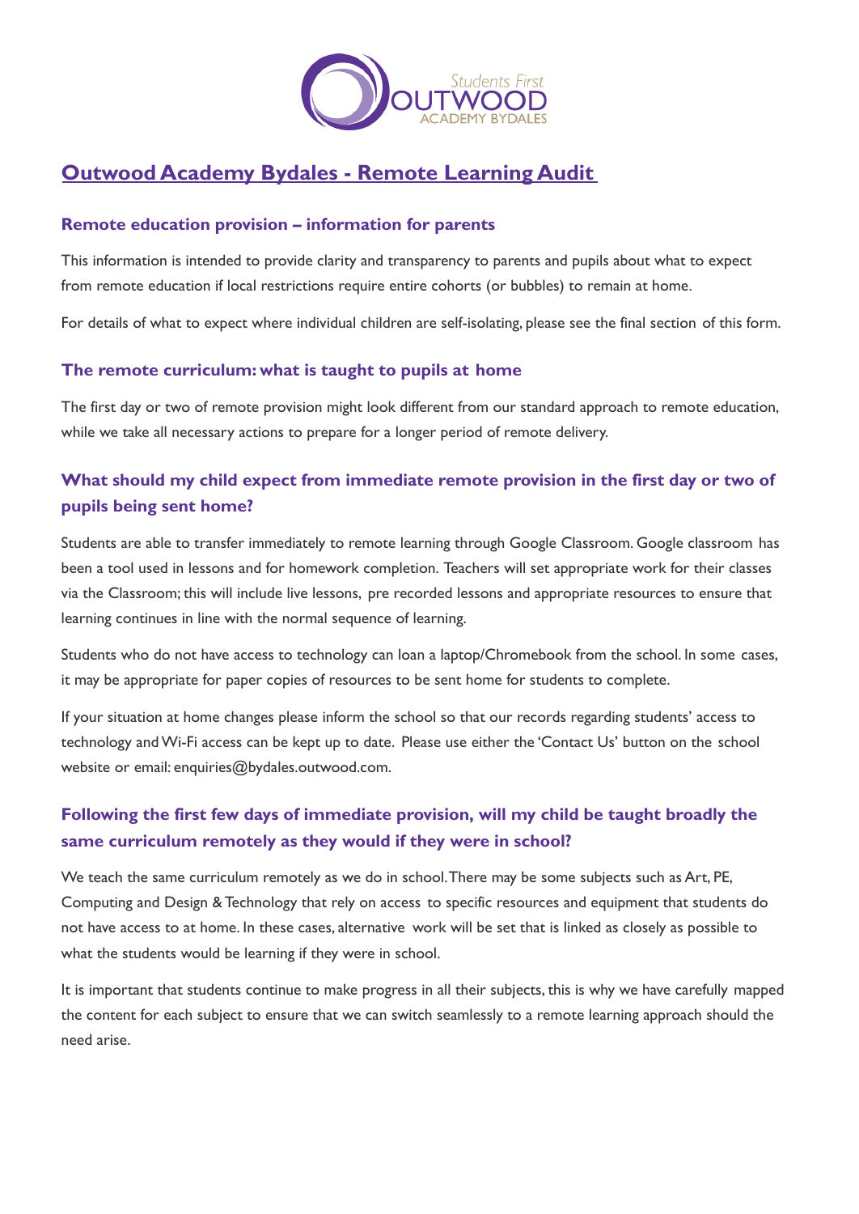# Outwood Academy Bydales - Remote Learning Audit

### Remote education provision – information for parents

This information is intended to provide clarity and transparency to parents and pupils about what to expect from remote education if local restrictions require entire cohorts (or bubbles) to remain at home.

For details of what to expect where individual children are self-isolating, please see the final section of this form.

### The remote curriculum: what is taught to pupils at home

The first day or two of remote provision might look different from our standard approach to remote education, while we take all necessary actions to prepare for a longer period of remote delivery.

### What should my child expect from immediate remote provision in the first day or two of pupils being sent home?

Students are able to transfer immediately to remote learning through Google Classroom. Google classroom has been a tool used in lessons and for homework completion. Teachers will set appropriate work for their classes via the Classroom; this will include live lessons, pre recorded lessons and appropriate resources to ensure that learning continues in line with the normal sequence of learning.

Students who do not have access to technology can loan a laptop/Chromebook from the school. In some cases, it may be appropriate for paper copies of resources to be sent home for students to complete.

If your situation at home changes please inform the school so that our records regarding students' access to technology and Wi-Fi access can be kept up to date. Please use either the 'Contact Us' button on the school website or email: enquiries@bydales.outwood.com.

### Following the first few days of immediate provision, will my child be taught broadly the same curriculum remotely as they would if they were in school?

We teach the same curriculum remotely as we do in school. There may be some subjects such as Art, PE, Computing and Design & Technology that rely on access to specific resources and equipment that students do not have access to at home. In these cases, alternative work will be set that is linked as closely as possible to what the students would be learning if they were in school.

It is important that students continue to make progress in all their subjects, this is why we have carefully mapped the content for each subject to ensure that we can switch seamlessly to a remote learning approach should the need arise.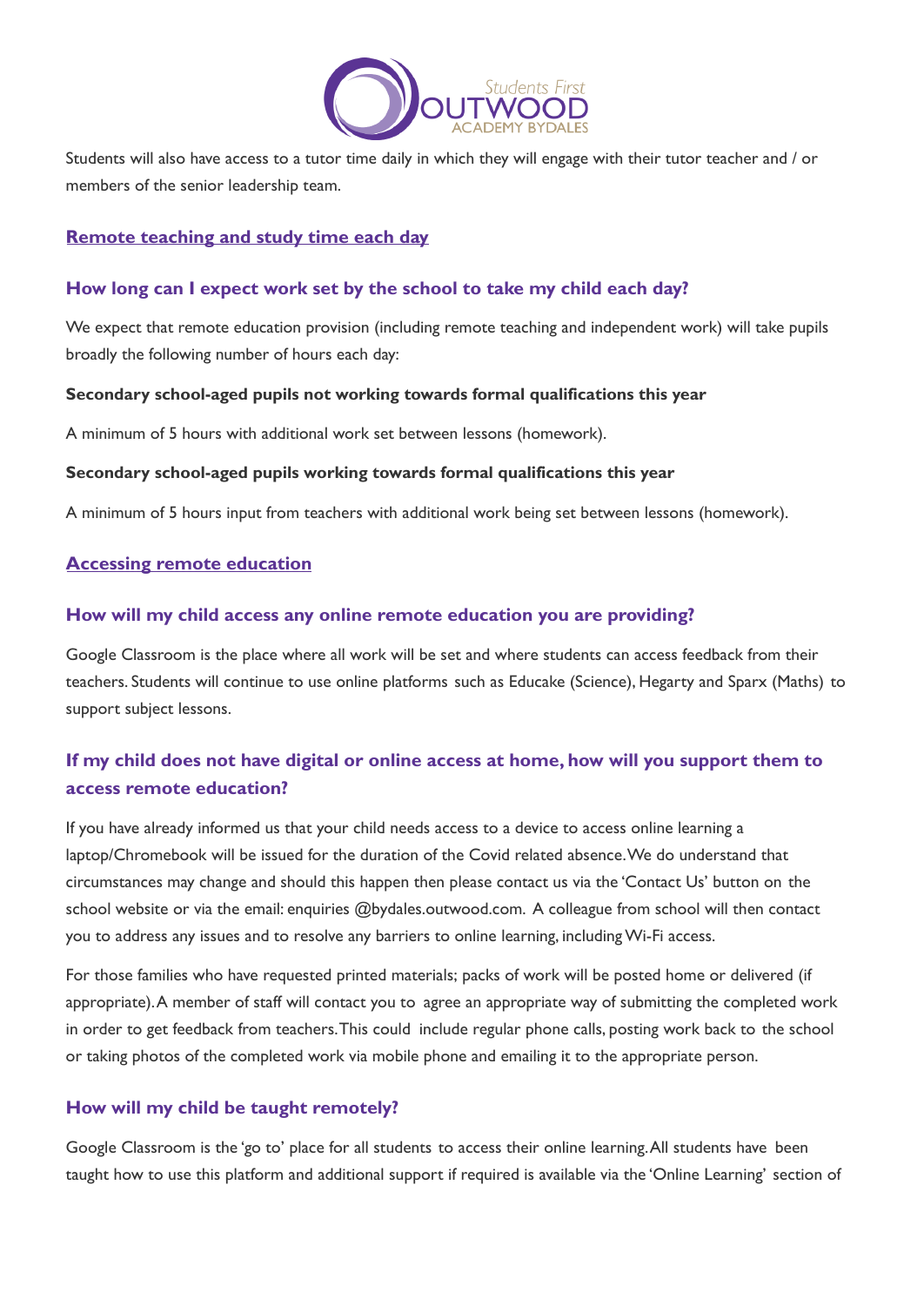Students will also have access to a tutor time daily in which they will engage with their tutor teacher and / or members of the senior leadership team.

## Remote teaching and study time each day

### How long can I expect work set by the school to take my child each day?

We expect that remote education provision (including remote teaching and independent work) will take pupils broadly the following number of hours each day:

**Secondary school-aged pupils not working towards formal qualifications this year**

A minimum of 5 hours with additional work set between lessons (homework).

**Secondary school-aged pupils working towards formal qualifications this year**

A minimum of 5 hours input from teachers with additional work being set between lessons (homework).

## Accessing remote education

### How will my child access any online remote education you are providing?

Google Classroom is the place where all work will be set and where students can access feedback from their teachers. Students will continue to use online platforms such as Educake (Science), Hegarty and Sparx (Maths) to support subject lessons.

### If my child does not have digital or online access at home, how will you support them to access remote education?

If you have already informed us that your child needs access to a device to access online learning a laptop/Chromebook will be issued for the duration of the Covid related absence. We do understand that circumstances may change and should this happen then please contact us via the 'Contact Us' button on the school website or via the email: enquiries @bydales.outwood.com. A colleague from school will then contact you to address any issues and to resolve any barriers to online learning, including Wi-Fi access.

For those families who have requested printed materials; packs of work will be posted home or delivered (if appropriate). A member of staff will contact you to agree an appropriate way of submitting the completed work in order to get feedback from teachers. This could include regular phone calls, posting work back to the school or taking photos of the completed work via mobile phone and emailing it to the appropriate person.

### How will my child be taught remotely?

Google Classroom is the 'go to' place for all students to access their online learning. All students have been taught how to use this platform and additional support if required is available via the 'Online Learning' section of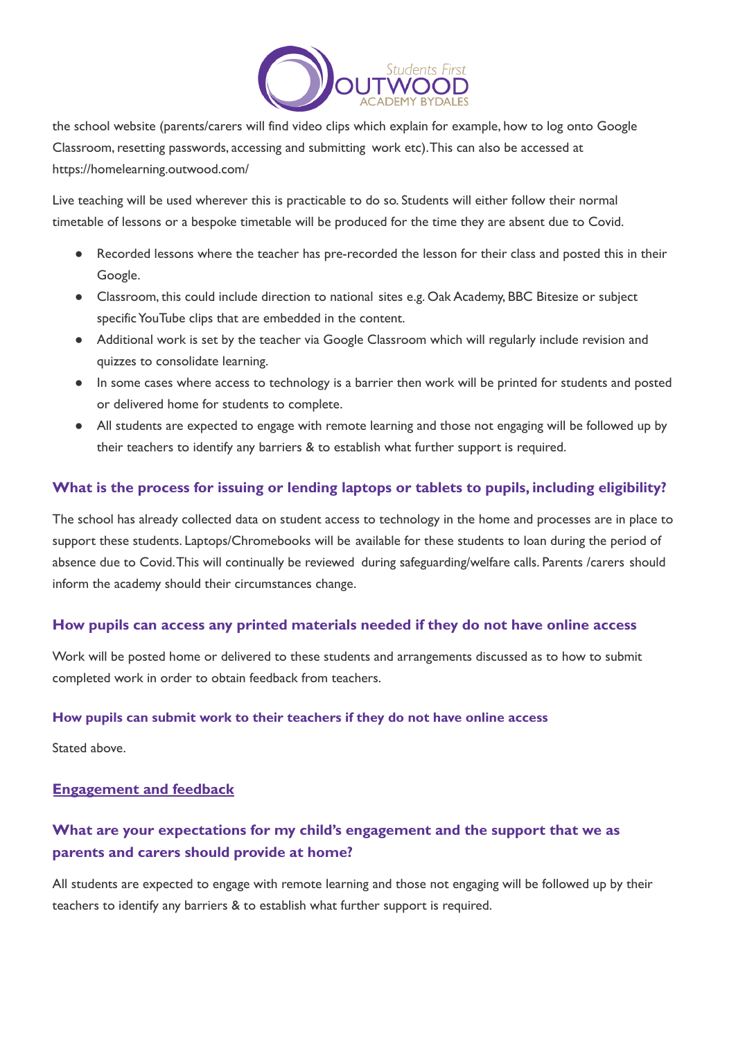the school website (parents/carers will find video clips which explain for example, how to log onto Google Classroom, resetting passwords, accessing and submitting work etc). This can also be accessed at https://homelearning.outwood.com/

Live teaching will be used wherever this is practicable to do so. Students will either follow their normal timetable of lessons or a bespoke timetable will be produced for the time they are absent due to Covid.

- Recorded lessons where the teacher has pre-recorded the lesson for their class and posted this in their Google.
- Classroom, this could include direction to national sites e.g. Oak Academy, BBC Bitesize or subject specific YouTube clips that are embedded in the content.
- Additional work is set by the teacher via Google Classroom which will regularly include revision and quizzes to consolidate learning.
- In some cases where access to technology is a barrier then work will be printed for students and posted or delivered home for students to complete.
- All students are expected to engage with remote learning and those not engaging will be followed up by their teachers to identify any barriers & to establish what further support is required.

### What is the process for issuing or lending laptops or tablets to pupils, including eligibility?

The school has already collected data on student access to technology in the home and processes are in place to support these students. Laptops/Chromebooks will be available for these students to loan during the period of absence due to Covid. This will continually be reviewed during safeguarding/welfare calls. Parents /carers should inform the academy should their circumstances change.

### How pupils can access any printed materials needed if they do not have online access

Work will be posted home or delivered to these students and arrangements discussed as to how to submit completed work in order to obtain feedback from teachers.

#### How pupils can submit work to their teachers if they do not have online access

Stated above.

## Engagement and feedback

### What are your expectations for my child's engagement and the support that we as parents and carers should provide at home?

All students are expected to engage with remote learning and those not engaging will be followed up by their teachers to identify any barriers & to establish what further support is required.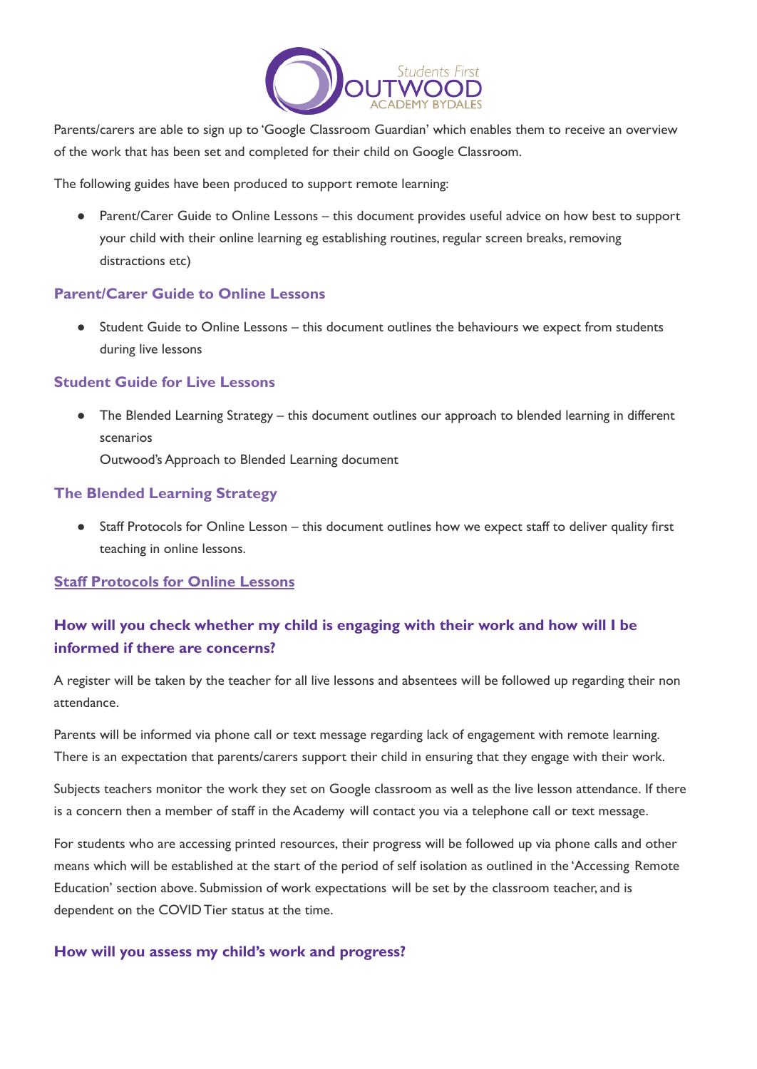Parents/carers are able to sign up to 'Google Classroom Guardian' which enables them to receive an overview of the work that has been set and completed for their child on Google Classroom.

The following guides have been produced to support remote learning:

- Parent/Carer Guide to Online Lessons – this document provides useful advice on how best to support your child with their online learning eg establishing routines, regular screen breaks, removing distractions etc)

**Parent/Carer Guide to Online Lessons**

- Student Guide to Online Lessons – this document outlines the behaviours we expect from students during live lessons

**Student Guide for Live Lessons**

- The Blended Learning Strategy – this document outlines our approach to blended learning in different scenarios
  Outwood's Approach to Blended Learning document

**The Blended Learning Strategy**

- Staff Protocols for Online Lesson – this document outlines how we expect staff to deliver quality first teaching in online lessons.

**Staff Protocols for Online Lessons**

## How will you check whether my child is engaging with their work and how will I be informed if there are concerns?

A register will be taken by the teacher for all live lessons and absentees will be followed up regarding their non attendance.

Parents will be informed via phone call or text message regarding lack of engagement with remote learning. There is an expectation that parents/carers support their child in ensuring that they engage with their work.

Subjects teachers monitor the work they set on Google classroom as well as the live lesson attendance. If there is a concern then a member of staff in the Academy will contact you via a telephone call or text message.

For students who are accessing printed resources, their progress will be followed up via phone calls and other means which will be established at the start of the period of self isolation as outlined in the 'Accessing Remote Education' section above. Submission of work expectations will be set by the classroom teacher, and is dependent on the COVID Tier status at the time.

## How will you assess my child's work and progress?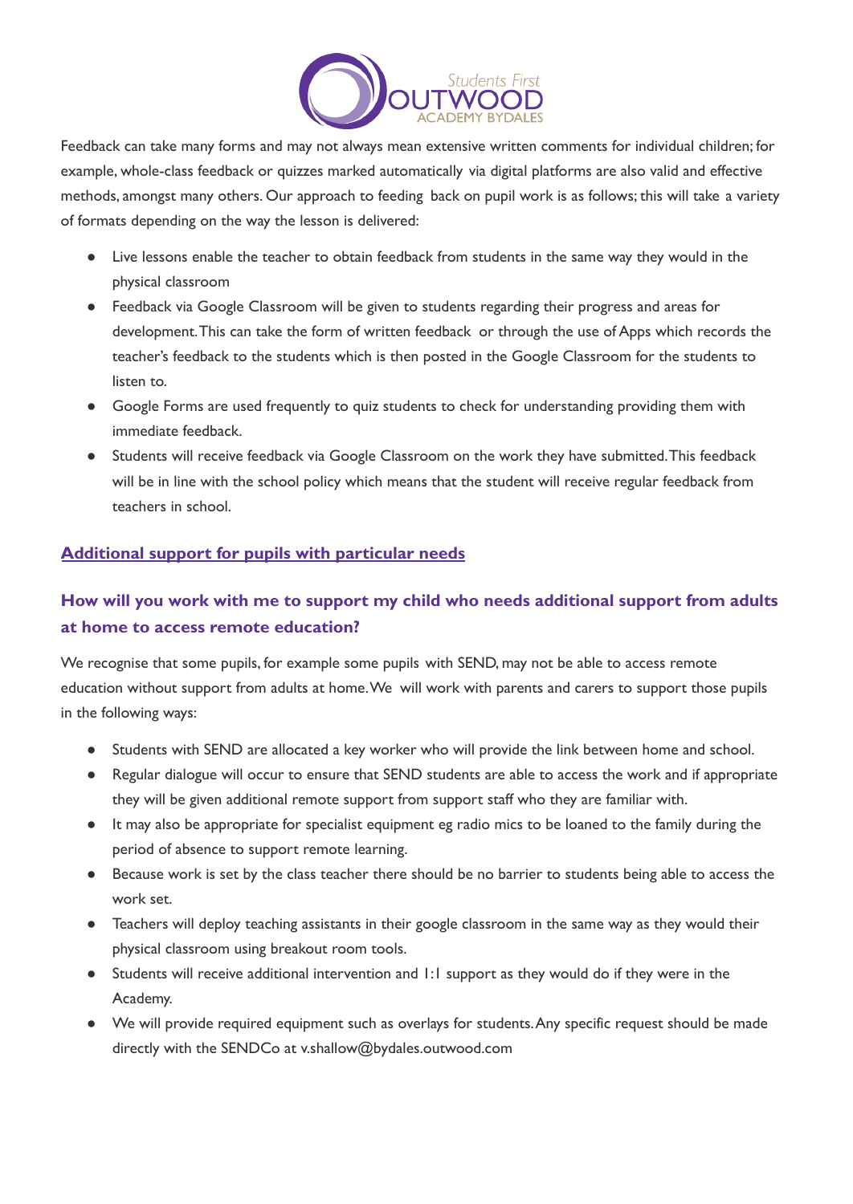Feedback can take many forms and may not always mean extensive written comments for individual children; for example, whole-class feedback or quizzes marked automatically via digital platforms are also valid and effective methods, amongst many others. Our approach to feeding back on pupil work is as follows; this will take a variety of formats depending on the way the lesson is delivered:

- Live lessons enable the teacher to obtain feedback from students in the same way they would in the physical classroom
- Feedback via Google Classroom will be given to students regarding their progress and areas for development. This can take the form of written feedback or through the use of Apps which records the teacher's feedback to the students which is then posted in the Google Classroom for the students to listen to.
- Google Forms are used frequently to quiz students to check for understanding providing them with immediate feedback.
- Students will receive feedback via Google Classroom on the work they have submitted. This feedback will be in line with the school policy which means that the student will receive regular feedback from teachers in school.

## Additional support for pupils with particular needs

### How will you work with me to support my child who needs additional support from adults at home to access remote education?

We recognise that some pupils, for example some pupils with SEND, may not be able to access remote education without support from adults at home. We will work with parents and carers to support those pupils in the following ways:

- Students with SEND are allocated a key worker who will provide the link between home and school.
- Regular dialogue will occur to ensure that SEND students are able to access the work and if appropriate they will be given additional remote support from support staff who they are familiar with.
- It may also be appropriate for specialist equipment eg radio mics to be loaned to the family during the period of absence to support remote learning.
- Because work is set by the class teacher there should be no barrier to students being able to access the work set.
- Teachers will deploy teaching assistants in their google classroom in the same way as they would their physical classroom using breakout room tools.
- Students will receive additional intervention and 1:1 support as they would do if they were in the Academy.
- We will provide required equipment such as overlays for students. Any specific request should be made directly with the SENDCo at v.shallow@bydales.outwood.com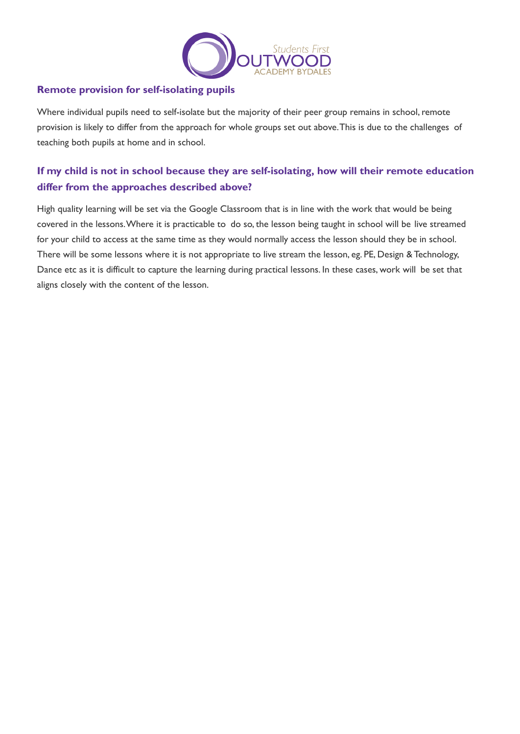## Remote provision for self-isolating pupils

Where individual pupils need to self-isolate but the majority of their peer group remains in school, remote provision is likely to differ from the approach for whole groups set out above. This is due to the challenges of teaching both pupils at home and in school.

## If my child is not in school because they are self-isolating, how will their remote education differ from the approaches described above?

High quality learning will be set via the Google Classroom that is in line with the work that would be being covered in the lessons. Where it is practicable to do so, the lesson being taught in school will be live streamed for your child to access at the same time as they would normally access the lesson should they be in school. There will be some lessons where it is not appropriate to live stream the lesson, eg. PE, Design & Technology, Dance etc as it is difficult to capture the learning during practical lessons. In these cases, work will be set that aligns closely with the content of the lesson.